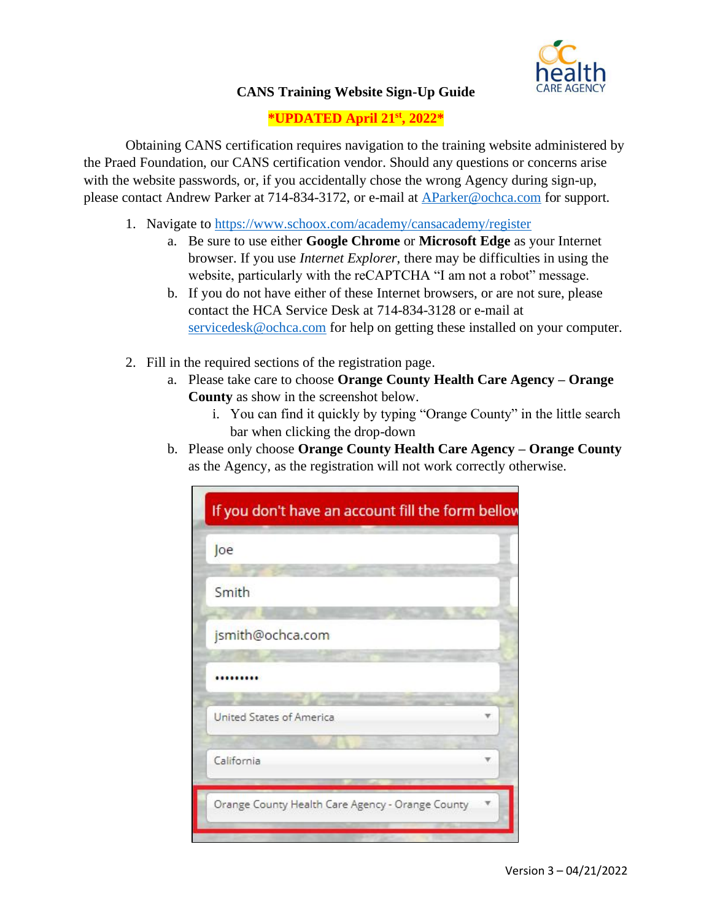# CANS Training Website Sign-Up Guide

***UPDATED April 21st, 2022***

Obtaining CANS certification requires navigation to the training website administered by the Praed Foundation, our CANS certification vendor. Should any questions or concerns arise with the website passwords, or, if you accidentally chose the wrong Agency during sign-up, please contact Andrew Parker at 714-834-3172, or e-mail at [AParker@ochca.com](mailto:AParker@ochca.com) for support.

1. Navigate to [https://www.schoox.com/academy/cansacademy/register](https://www.schoox.com/academy/cansacademy/register)
   a. Be sure to use either **Google Chrome** or **Microsoft Edge** as your Internet browser. If you use *Internet Explorer*, there may be difficulties in using the website, particularly with the reCAPTCHA "I am not a robot" message.
   b. If you do not have either of these Internet browsers, or are not sure, please contact the HCA Service Desk at 714-834-3128 or e-mail at [servicedesk@ochca.com](mailto:servicedesk@ochca.com) for help on getting these installed on your computer.

2. Fill in the required sections of the registration page.
   a. Please take care to choose **Orange County Health Care Agency – Orange County** as show in the screenshot below.
      i. You can find it quickly by typing "Orange County" in the little search bar when clicking the drop-down
   b. Please only choose **Orange County Health Care Agency – Orange County** as the Agency, as the registration will not work correctly otherwise.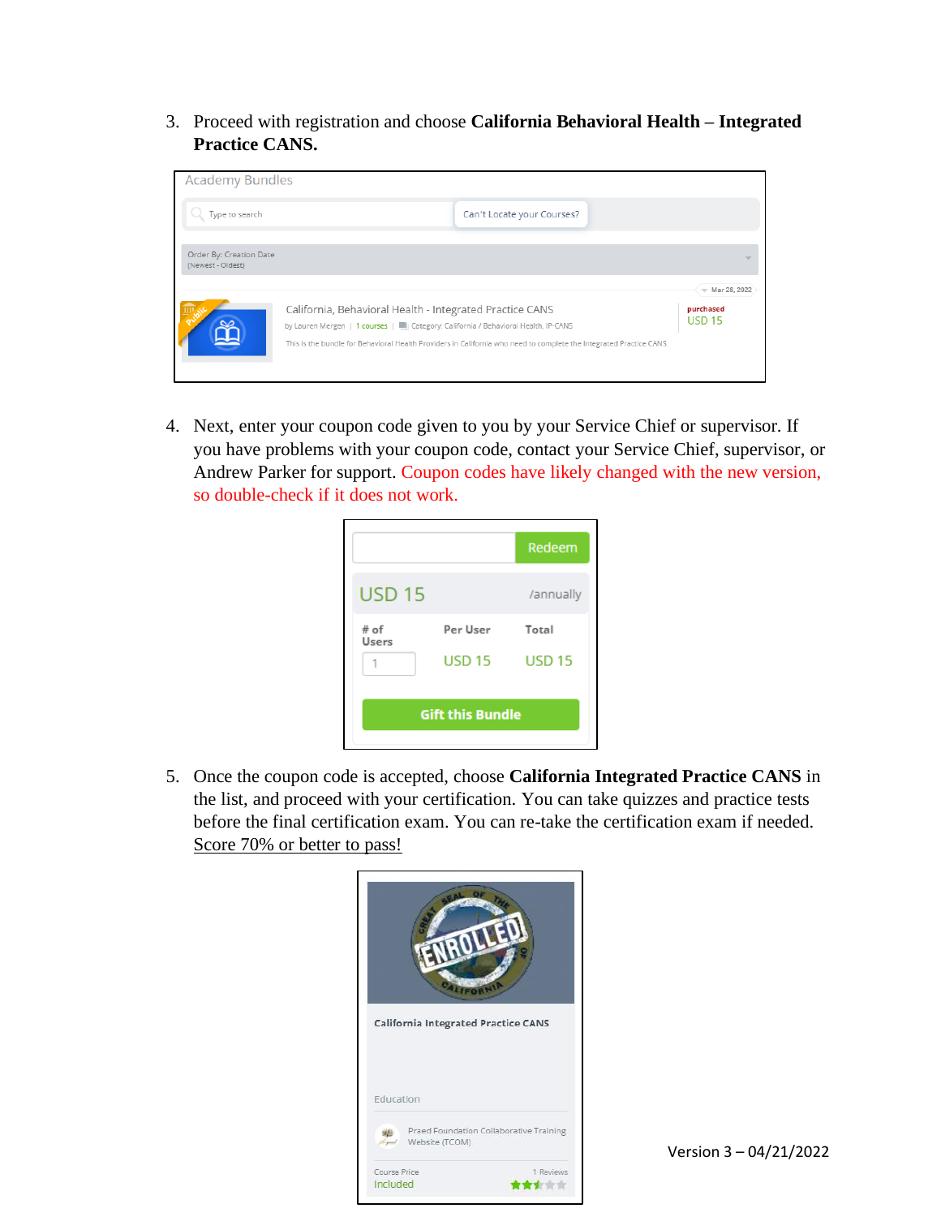3. Proceed with registration and choose **California Behavioral Health – Integrated Practice CANS.**

Academy Bundles

Type to search

Can't Locate your Courses?

Order By: Creation Date (Newest - Oldest)

Mar 28, 2022

California, Behavioral Health - Integrated Practice CANS

by Lauren Mergen | 1 courses | Category: California / Behavioral Health, IP-CANS

This is the bundle for Behavioral Health Providers in California who need to complete the Integrated Practice CANS.

purchased

USD 15

4. Next, enter your coupon code given to you by your Service Chief or supervisor. If you have problems with your coupon code, contact your Service Chief, supervisor, or Andrew Parker for support. Coupon codes have likely changed with the new version, so double-check if it does not work.

Redeem

USD 15 /annually

| # of Users | Per User | Total |
|---|---|---|
| 1 | USD 15 | USD 15 |

Gift this Bundle

5. Once the coupon code is accepted, choose **California Integrated Practice CANS** in the list, and proceed with your certification. You can take quizzes and practice tests before the final certification exam. You can re-take the certification exam if needed. Score 70% or better to pass!

ENROLLED

California Integrated Practice CANS

Education

Praed Foundation Collaborative Training Website (TCOM)

Course Price

Included

1 Reviews

Version 3 – 04/21/2022